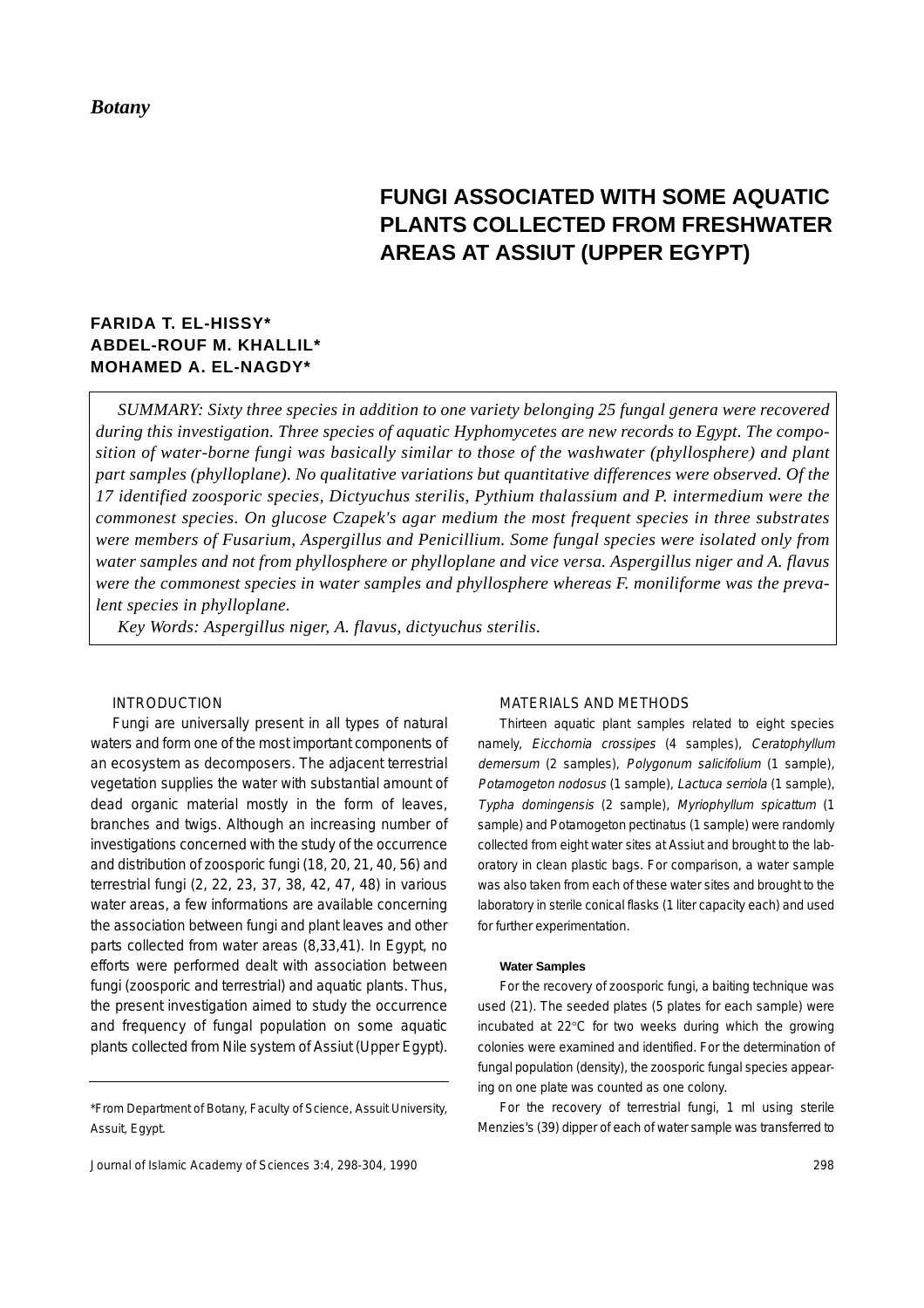*Botany*

# FUNGI ASSOCIATED WITH SOME AQUATIC PLANTS COLLECTED FROM FRESHWATER AREAS AT ASSIUT (UPPER EGYPT)

**FARIDA T. EL-HISSY***
**ABDEL-ROUF M. KHALLIL***
**MOHAMED A. EL-NAGDY***

*SUMMARY: Sixty three species in addition to one variety belonging 25 fungal genera were recovered during this investigation. Three species of aquatic Hyphomycetes are new records to Egypt. The composition of water-borne fungi was basically similar to those of the washwater (phyllosphere) and plant part samples (phylloplane). No qualitative variations but quantitative differences were observed. Of the 17 identified zoosporic species, Dictyuchus sterilis, Pythium thalassium and P. intermedium were the commonest species. On glucose Czapek's agar medium the most frequent species in three substrates were members of Fusarium, Aspergillus and Penicillium. Some fungal species were isolated only from water samples and not from phyllosphere or phylloplane and vice versa. Aspergillus niger and A. flavus were the commonest species in water samples and phyllosphere whereas F. moniliforme was the prevalent species in phylloplane.*

*Key Words: Aspergillus niger, A. flavus, dictyuchus sterilis.*

## INTRODUCTION

Fungi are universally present in all types of natural waters and form one of the most important components of an ecosystem as decomposers. The adjacent terrestrial vegetation supplies the water with substantial amount of dead organic material mostly in the form of leaves, branches and twigs. Although an increasing number of investigations concerned with the study of the occurrence and distribution of zoosporic fungi (18, 20, 21, 40, 56) and terrestrial fungi (2, 22, 23, 37, 38, 42, 47, 48) in various water areas, a few informations are available concerning the association between fungi and plant leaves and other parts collected from water areas (8,33,41). In Egypt, no efforts were performed dealt with association between fungi (zoosporic and terrestrial) and aquatic plants. Thus, the present investigation aimed to study the occurrence and frequency of fungal population on some aquatic plants collected from Nile system of Assiut (Upper Egypt).

\*From Department of Botany, Faculty of Science, Assuit University, Assuit, Egypt.

## MATERIALS AND METHODS

Thirteen aquatic plant samples related to eight species namely, *Eicchornia crossipes* (4 samples), *Ceratophyllum demersum* (2 samples), *Polygonum salicifolium* (1 sample), *Potamogeton nodosus* (1 sample), *Lactuca serriola* (1 sample), *Typha domingensis* (2 sample), *Myriophyllum spicattum* (1 sample) and Potamogeton pectinatus (1 sample) were randomly collected from eight water sites at Assiut and brought to the laboratory in clean plastic bags. For comparison, a water sample was also taken from each of these water sites and brought to the laboratory in sterile conical flasks (1 liter capacity each) and used for further experimentation.

### Water Samples

For the recovery of zoosporic fungi, a baiting technique was used (21). The seeded plates (5 plates for each sample) were incubated at 22°C for two weeks during which the growing colonies were examined and identified. For the determination of fungal population (density), the zoosporic fungal species appearing on one plate was counted as one colony.

For the recovery of terrestrial fungi, 1 ml using sterile Menzies's (39) dipper of each of water sample was transferred to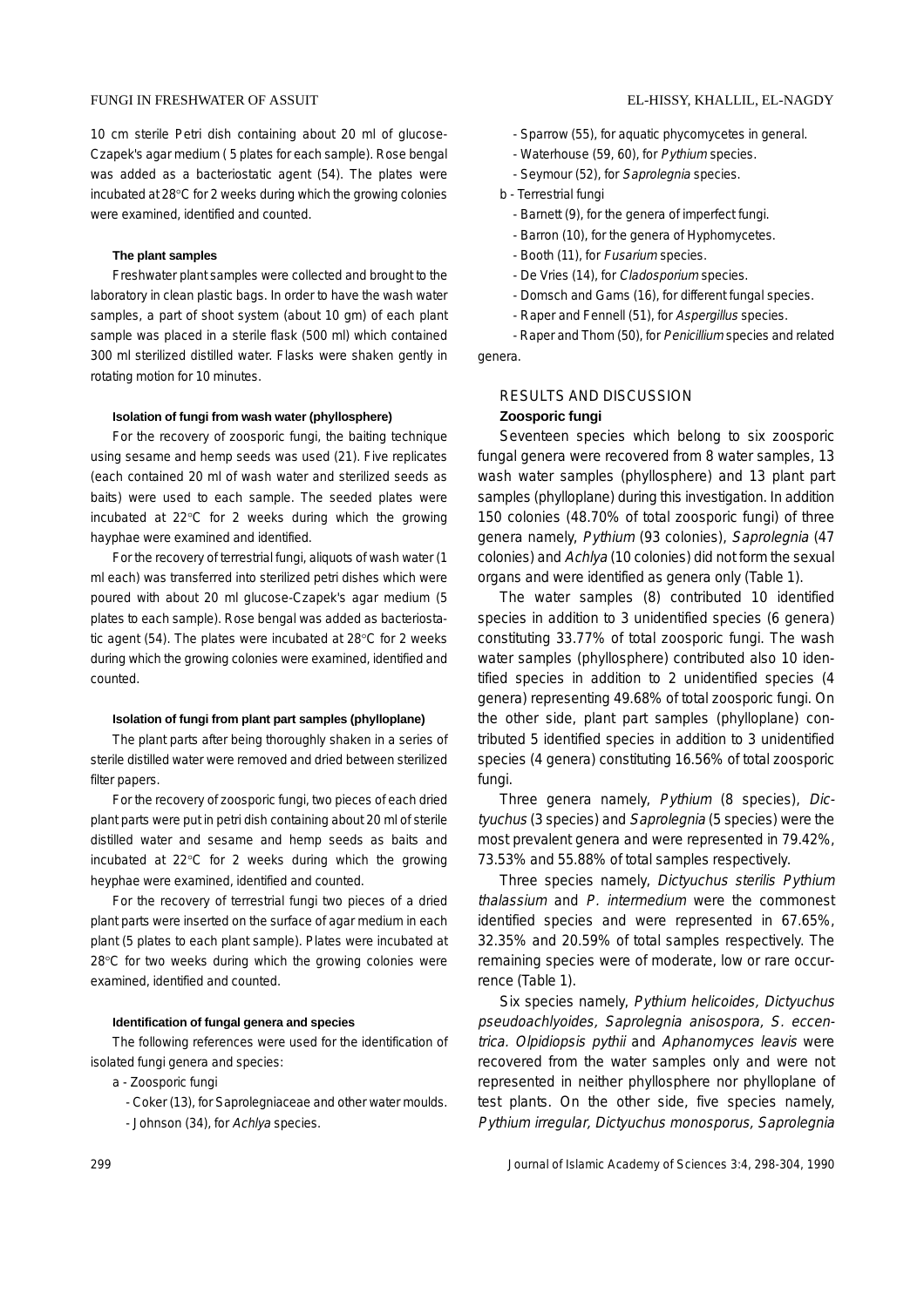10 cm sterile Petri dish containing about 20 ml of glucose-Czapek's agar medium ( 5 plates for each sample). Rose bengal was added as a bacteriostatic agent (54). The plates were incubated at 28°C for 2 weeks during which the growing colonies were examined, identified and counted.

#### The plant samples

Freshwater plant samples were collected and brought to the laboratory in clean plastic bags. In order to have the wash water samples, a part of shoot system (about 10 gm) of each plant sample was placed in a sterile flask (500 ml) which contained 300 ml sterilized distilled water. Flasks were shaken gently in rotating motion for 10 minutes.

#### Isolation of fungi from wash water (phyllosphere)

For the recovery of zoosporic fungi, the baiting technique using sesame and hemp seeds was used (21). Five replicates (each contained 20 ml of wash water and sterilized seeds as baits) were used to each sample. The seeded plates were incubated at 22°C for 2 weeks during which the growing hayphae were examined and identified.

For the recovery of terrestrial fungi, aliquots of wash water (1 ml each) was transferred into sterilized petri dishes which were poured with about 20 ml glucose-Czapek's agar medium (5 plates to each sample). Rose bengal was added as bacteriostatic agent (54). The plates were incubated at 28°C for 2 weeks during which the growing colonies were examined, identified and counted.

#### Isolation of fungi from plant part samples (phylloplane)

The plant parts after being thoroughly shaken in a series of sterile distilled water were removed and dried between sterilized filter papers.

For the recovery of zoosporic fungi, two pieces of each dried plant parts were put in petri dish containing about 20 ml of sterile distilled water and sesame and hemp seeds as baits and incubated at 22°C for 2 weeks during which the growing heyphae were examined, identified and counted.

For the recovery of terrestrial fungi two pieces of a dried plant parts were inserted on the surface of agar medium in each plant (5 plates to each plant sample). Plates were incubated at 28°C for two weeks during which the growing colonies were examined, identified and counted.

#### Identification of fungal genera and species

The following references were used for the identification of isolated fungi genera and species:

a - Zoosporic fungi

- Coker (13), for Saprolegniaceae and other water moulds.
- Johnson (34), for *Achlya* species.
- Sparrow (55), for aquatic phycomycetes in general.
- Waterhouse (59, 60), for *Pythium* species.
- Seymour (52), for *Saprolegnia* species.

b - Terrestrial fungi

- Barnett (9), for the genera of imperfect fungi.
- Barron (10), for the genera of Hyphomycetes.
- Booth (11), for *Fusarium* species.
- De Vries (14), for *Cladosporium* species.
- Domsch and Gams (16), for different fungal species.
- Raper and Fennell (51), for *Aspergillus* species.
- Raper and Thom (50), for *Penicillium* species and related genera.

## RESULTS AND DISCUSSION

#### Zoosporic fungi

Seventeen species which belong to six zoosporic fungal genera were recovered from 8 water samples, 13 wash water samples (phyllosphere) and 13 plant part samples (phylloplane) during this investigation. In addition 150 colonies (48.70% of total zoosporic fungi) of three genera namely, *Pythium* (93 colonies), *Saprolegnia* (47 colonies) and *Achlya* (10 colonies) did not form the sexual organs and were identified as genera only (Table 1).

The water samples (8) contributed 10 identified species in addition to 3 unidentified species (6 genera) constituting 33.77% of total zoosporic fungi. The wash water samples (phyllosphere) contributed also 10 identified species in addition to 2 unidentified species (4 genera) representing 49.68% of total zoosporic fungi. On the other side, plant part samples (phylloplane) contributed 5 identified species in addition to 3 unidentified species (4 genera) constituting 16.56% of total zoosporic fungi.

Three genera namely, *Pythium* (8 species), *Dictyuchus* (3 species) and *Saprolegnia* (5 species) were the most prevalent genera and were represented in 79.42%, 73.53% and 55.88% of total samples respectively.

Three species namely, *Dictyuchus sterilis Pythium thalassium* and *P. intermedium* were the commonest identified species and were represented in 67.65%, 32.35% and 20.59% of total samples respectively. The remaining species were of moderate, low or rare occurrence (Table 1).

Six species namely, *Pythium helicoides, Dictyuchus pseudoachlyoides, Saprolegnia anisospora, S. eccentrica. Olpidiopsis pythii* and *Aphanomyces leavis* were recovered from the water samples only and were not represented in neither phyllosphere nor phylloplane of test plants. On the other side, five species namely, *Pythium irregular, Dictyuchus monosporus, Saprolegnia*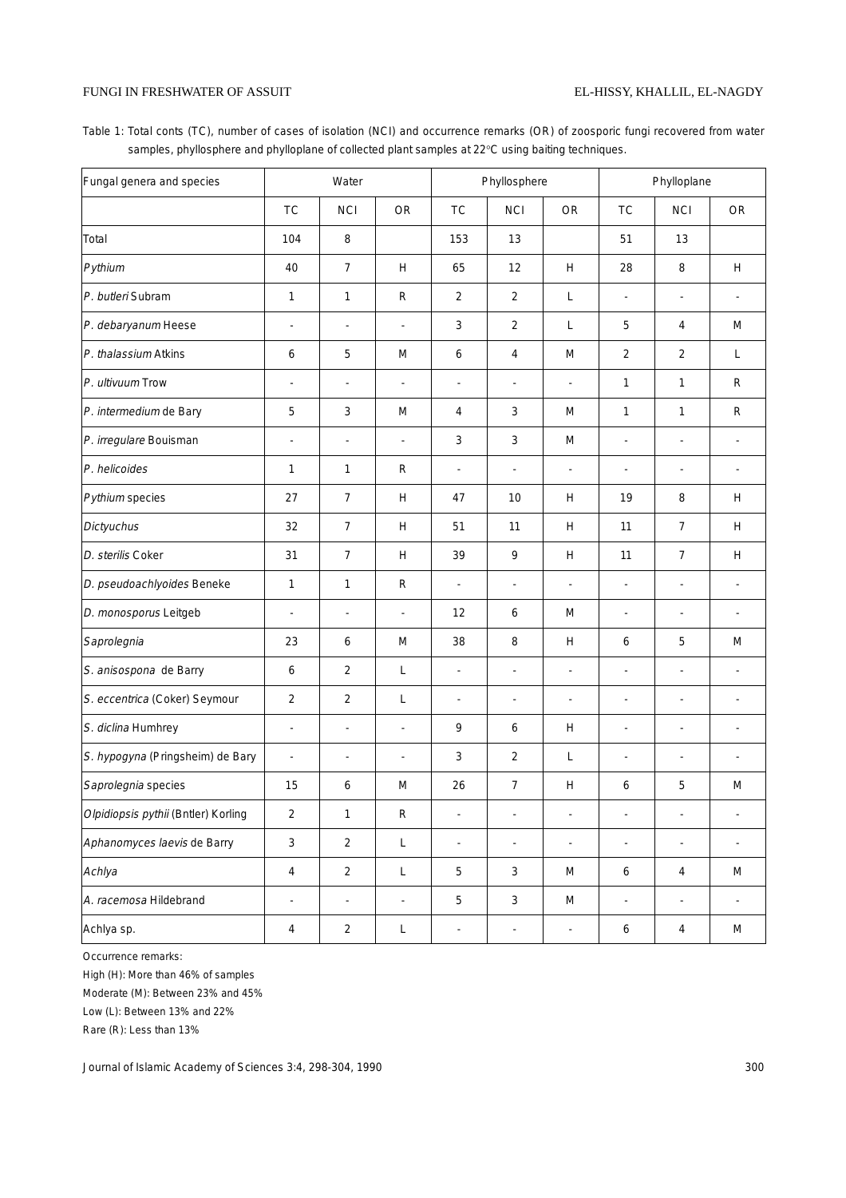Table 1: Total conts (TC), number of cases of isolation (NCI) and occurrence remarks (OR) of zoosporic fungi recovered from water samples, phyllosphere and phylloplane of collected plant samples at 22°C using baiting techniques.

| Fungal genera and species | Water | | | Phyllosphere | | | Phylloplane | | |
|---|---|---|---|---|---|---|---|---|---|
| | TC | NCI | OR | TC | NCI | OR | TC | NCI | OR |
| Total | 104 | 8 | | 153 | 13 | | 51 | 13 | |
| *Pythium* | 40 | 7 | H | 65 | 12 | H | 28 | 8 | H |
| *P. butleri* Subram | 1 | 1 | R | 2 | 2 | L | - | - | - |
| *P. debaryanum* Heese | - | - | - | 3 | 2 | L | 5 | 4 | M |
| *P. thalassium* Atkins | 6 | 5 | M | 6 | 4 | M | 2 | 2 | L |
| *P. ultivuum* Trow | - | - | - | - | - | - | 1 | 1 | R |
| *P. intermedium* de Bary | 5 | 3 | M | 4 | 3 | M | 1 | 1 | R |
| *P. irregulare* Bouisman | - | - | - | 3 | 3 | M | - | - | - |
| *P. helicoides* | 1 | 1 | R | - | - | - | - | - | - |
| *Pythium* species | 27 | 7 | H | 47 | 10 | H | 19 | 8 | H |
| *Dictyuchus* | 32 | 7 | H | 51 | 11 | H | 11 | 7 | H |
| *D. sterilis* Coker | 31 | 7 | H | 39 | 9 | H | 11 | 7 | H |
| *D. pseudoachlyoides* Beneke | 1 | 1 | R | - | - | - | - | - | - |
| *D. monosporus* Leitgeb | - | - | - | 12 | 6 | M | - | - | - |
| *Saprolegnia* | 23 | 6 | M | 38 | 8 | H | 6 | 5 | M |
| *S. anisospona* de Barry | 6 | 2 | L | - | - | - | - | - | - |
| *S. eccentrica* (Coker) Seymour | 2 | 2 | L | - | - | - | - | - | - |
| *S. diclina* Humhrey | - | - | - | 9 | 6 | H | - | - | - |
| *S. hypogyna* (Pringsheim) de Bary | - | - | - | 3 | 2 | L | - | - | - |
| *Saprolegnia* species | 15 | 6 | M | 26 | 7 | H | 6 | 5 | M |
| *Olpidiopsis pythii* (Bntler) Korling | 2 | 1 | R | - | - | - | - | - | - |
| *Aphanomyces laevis* de Barry | 3 | 2 | L | - | - | - | - | - | - |
| *Achlya* | 4 | 2 | L | 5 | 3 | M | 6 | 4 | M |
| *A. racemosa* Hildebrand | - | - | - | 5 | 3 | M | - | - | - |
| Achlya sp. | 4 | 2 | L | - | - | - | 6 | 4 | M |

Occurrence remarks:

High (H): More than 46% of samples

Moderate (M): Between 23% and 45%

Low (L): Between 13% and 22%

Rare (R): Less than 13%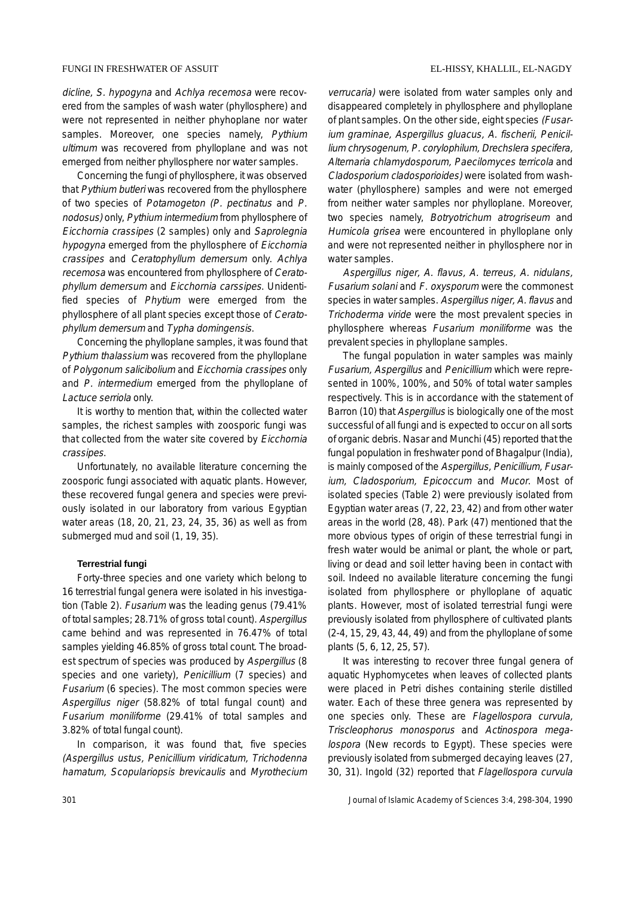*dicline, S. hypogyna* and *Achlya recemosa* were recovered from the samples of wash water (phyllosphere) and were not represented in neither phyhoplane nor water samples. Moreover, one species namely, *Pythium ultimum* was recovered from phylloplane and was not emerged from neither phyllosphere nor water samples.

Concerning the fungi of phyllosphere, it was observed that *Pythium butleri* was recovered from the phyllosphere of two species of *Potamogeton (P. pectinatus* and *P. nodosus)* only, *Pythium intermedium* from phyllosphere of *Eicchornia crassipes* (2 samples) only and *Saprolegnia hypogyna* emerged from the phyllosphere of *Eicchornia crassipes* and *Ceratophyllum demersum* only. *Achlya recemosa* was encountered from phyllosphere of *Ceratophyllum demersum* and *Eicchornia carssipes*. Unidentified species of *Phytium* were emerged from the phyllosphere of all plant species except those of *Ceratophyllum demersum* and *Typha domingensis*.

Concerning the phylloplane samples, it was found that *Pythium thalassium* was recovered from the phylloplane of *Polygonum salicibolium* and *Eicchornia crassipes* only and *P. intermedium* emerged from the phylloplane of *Lactuce serriola* only.

It is worthy to mention that, within the collected water samples, the richest samples with zoosporic fungi was that collected from the water site covered by *Eicchornia crassipes*.

Unfortunately, no available literature concerning the zoosporic fungi associated with aquatic plants. However, these recovered fungal genera and species were previously isolated in our laboratory from various Egyptian water areas (18, 20, 21, 23, 24, 35, 36) as well as from submerged mud and soil (1, 19, 35).

### Terrestrial fungi

Forty-three species and one variety which belong to 16 terrestrial fungal genera were isolated in his investigation (Table 2). *Fusarium* was the leading genus (79.41% of total samples; 28.71% of gross total count). *Aspergillus* came behind and was represented in 76.47% of total samples yielding 46.85% of gross total count. The broadest spectrum of species was produced by *Aspergillus* (8 species and one variety), *Penicillium* (7 species) and *Fusarium* (6 species). The most common species were *Aspergillus niger* (58.82% of total fungal count) and *Fusarium moniliforme* (29.41% of total samples and 3.82% of total fungal count).

In comparison, it was found that, five species *(Aspergillus ustus, Penicillium viridicatum, Trichodenna hamatum, Scopulariopsis brevicaulis* and *Myrothecium verrucaria)* were isolated from water samples only and disappeared completely in phyllosphere and phylloplane of plant samples. On the other side, eight species *(Fusarium graminae, Aspergillus gluacus, A. fischerii, Penicillium chrysogenum, P. corylophilum, Drechslera specifera, Alternaria chlamydosporum, Paecilomyces terricola* and *Cladosporium cladosporioides)* were isolated from wash-water (phyllosphere) samples and were not emerged from neither water samples nor phylloplane. Moreover, two species namely, *Botryotrichum atrogriseum* and *Humicola grisea* were encountered in phylloplane only and were not represented neither in phyllosphere nor in water samples.

*Aspergillus niger, A. flavus, A. terreus, A. nidulans, Fusarium solani* and *F. oxysporum* were the commonest species in water samples. *Aspergillus niger, A. flavus* and *Trichoderma viride* were the most prevalent species in phyllosphere whereas *Fusarium moniliforme* was the prevalent species in phylloplane samples.

The fungal population in water samples was mainly *Fusarium, Aspergillus* and *Penicillium* which were represented in 100%, 100%, and 50% of total water samples respectively. This is in accordance with the statement of Barron (10) that *Aspergillus* is biologically one of the most successful of all fungi and is expected to occur on all sorts of organic debris. Nasar and Munchi (45) reported that the fungal population in freshwater pond of Bhagalpur (India), is mainly composed of the *Aspergillus, Penicillium, Fusarium, Cladosporium, Epicoccum* and *Mucor*. Most of isolated species (Table 2) were previously isolated from Egyptian water areas (7, 22, 23, 42) and from other water areas in the world (28, 48). Park (47) mentioned that the more obvious types of origin of these terrestrial fungi in fresh water would be animal or plant, the whole or part, living or dead and soil letter having been in contact with soil. Indeed no available literature concerning the fungi isolated from phyllosphere or phylloplane of aquatic plants. However, most of isolated terrestrial fungi were previously isolated from phyllosphere of cultivated plants (2-4, 15, 29, 43, 44, 49) and from the phylloplane of some plants (5, 6, 12, 25, 57).

It was interesting to recover three fungal genera of aquatic Hyphomycetes when leaves of collected plants were placed in Petri dishes containing sterile distilled water. Each of these three genera was represented by one species only. These are *Flagellospora curvula, Triscleophorus monosporus* and *Actinospora megalospora* (New records to Egypt). These species were previously isolated from submerged decaying leaves (27, 30, 31). Ingold (32) reported that *Flagellospora curvula*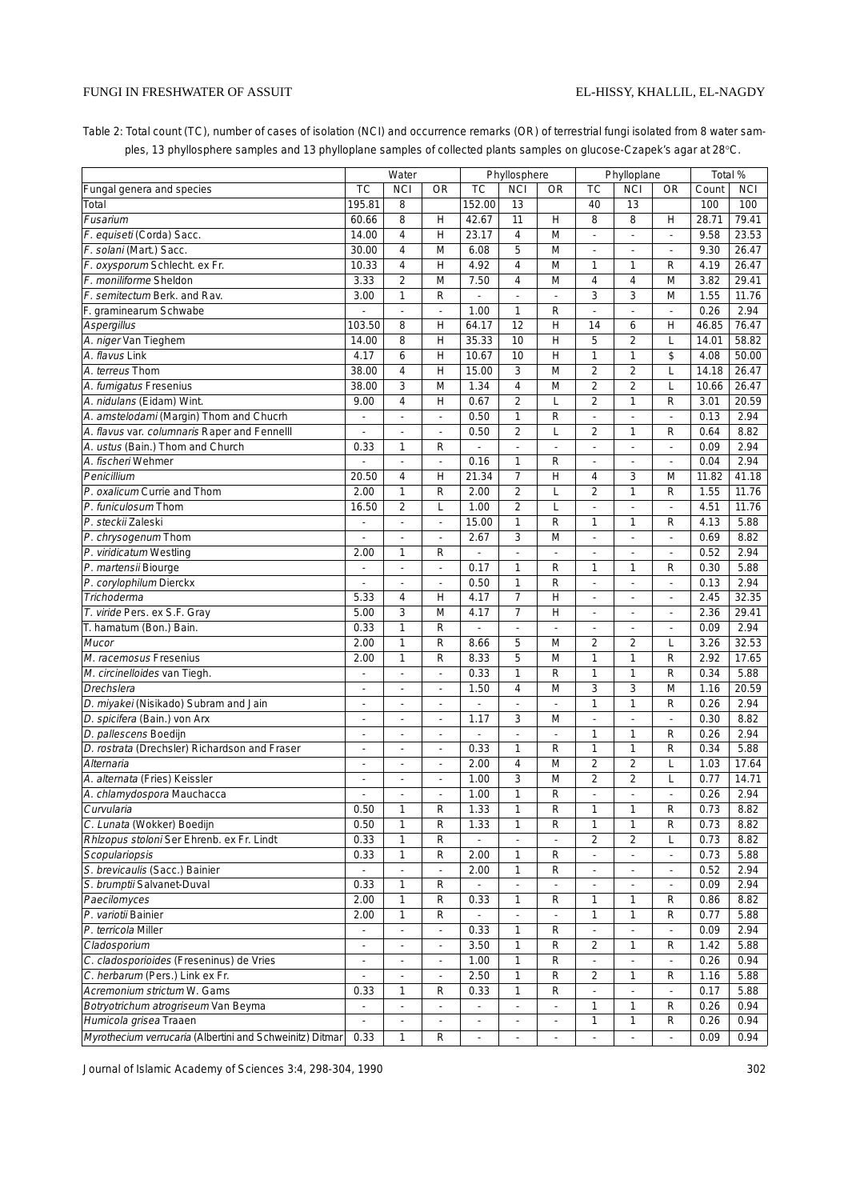Table 2: Total count (TC), number of cases of isolation (NCI) and occurrence remarks (OR) of terrestrial fungi isolated from 8 water samples, 13 phyllosphere samples and 13 phylloplane samples of collected plants samples on glucose-Czapek's agar at 28°C.

| | Water | | | Phyllosphere | | | Phylloplane | | | Total % | |
|---|---|---|---|---|---|---|---|---|---|---|---|
| Fungal genera and species | TC | NCI | OR | TC | NCI | OR | TC | NCI | OR | Count | NCI |
| Total | 195.81 | 8 | | 152.00 | 13 | | 40 | 13 | | 100 | 100 |
| *Fusarium* | 60.66 | 8 | H | 42.67 | 11 | H | 8 | 8 | H | 28.71 | 79.41 |
| *F. equiseti* (Corda) Sacc. | 14.00 | 4 | H | 23.17 | 4 | M | - | - | - | 9.58 | 23.53 |
| *F. solani* (Mart.) Sacc. | 30.00 | 4 | M | 6.08 | 5 | M | - | - | - | 9.30 | 26.47 |
| *F. oxysporum* Schlecht. ex Fr. | 10.33 | 4 | H | 4.92 | 4 | M | 1 | 1 | R | 4.19 | 26.47 |
| *F. moniliforme* Sheldon | 3.33 | 2 | M | 7.50 | 4 | M | 4 | 4 | M | 3.82 | 29.41 |
| *F. semitectum* Berk. and Rav. | 3.00 | 1 | R | - | - | - | 3 | 3 | M | 1.55 | 11.76 |
| F. graminearum Schwabe | - | - | - | 1.00 | 1 | R | - | - | - | 0.26 | 2.94 |
| *Aspergillus* | 103.50 | 8 | H | 64.17 | 12 | H | 14 | 6 | H | 46.85 | 76.47 |
| *A. niger* Van Tieghem | 14.00 | 8 | H | 35.33 | 10 | H | 5 | 2 | L | 14.01 | 58.82 |
| *A. flavus* Link | 4.17 | 6 | H | 10.67 | 10 | H | 1 | 1 | $ | 4.08 | 50.00 |
| *A. terreus* Thom | 38.00 | 4 | H | 15.00 | 3 | M | 2 | 2 | L | 14.18 | 26.47 |
| *A. fumigatus* Fresenius | 38.00 | 3 | M | 1.34 | 4 | M | 2 | 2 | L | 10.66 | 26.47 |
| *A. nidulans* (Eidam) Wint. | 9.00 | 4 | H | 0.67 | 2 | L | 2 | 1 | R | 3.01 | 20.59 |
| *A. amstelodami* (Margin) Thom and Chucrh | - | - | - | 0.50 | 1 | R | - | - | - | 0.13 | 2.94 |
| *A. flavus* var. *columnaris* Raper and Fennelll | - | - | - | 0.50 | 2 | L | 2 | 1 | R | 0.64 | 8.82 |
| *A. ustus* (Bain.) Thom and Church | 0.33 | 1 | R | - | - | - | - | - | - | 0.09 | 2.94 |
| *A. fischeri* Wehmer | - | - | - | 0.16 | 1 | R | - | - | - | 0.04 | 2.94 |
| *Penicillium* | 20.50 | 4 | H | 21.34 | 7 | H | 4 | 3 | M | 11.82 | 41.18 |
| *P. oxalicum* Currie and Thom | 2.00 | 1 | R | 2.00 | 2 | L | 2 | 1 | R | 1.55 | 11.76 |
| *P. funiculosum* Thom | 16.50 | 2 | L | 1.00 | 2 | L | - | - | - | 4.51 | 11.76 |
| *P. steckii* Zaleski | - | - | - | 15.00 | 1 | R | 1 | 1 | R | 4.13 | 5.88 |
| *P. chrysogenum* Thom | - | - | - | 2.67 | 3 | M | - | - | - | 0.69 | 8.82 |
| *P. viridicatum* Westling | 2.00 | 1 | R | - | - | - | - | - | - | 0.52 | 2.94 |
| *P. martensii* Biourge | - | - | - | 0.17 | 1 | R | 1 | 1 | R | 0.30 | 5.88 |
| *P. corylophilum* Dierckx | - | - | - | 0.50 | 1 | R | - | - | - | 0.13 | 2.94 |
| *Trichoderma* | 5.33 | 4 | H | 4.17 | 7 | H | - | - | - | 2.45 | 32.35 |
| *T. viride* Pers. ex S.F. Gray | 5.00 | 3 | M | 4.17 | 7 | H | - | - | - | 2.36 | 29.41 |
| T. hamatum (Bon.) Bain. | 0.33 | 1 | R | - | - | - | - | - | - | 0.09 | 2.94 |
| *Mucor* | 2.00 | 1 | R | 8.66 | 5 | M | 2 | 2 | L | 3.26 | 32.53 |
| *M. racemosus* Fresenius | 2.00 | 1 | R | 8.33 | 5 | M | 1 | 1 | R | 2.92 | 17.65 |
| *M. circinelloides* van Tiegh. | - | - | - | 0.33 | 1 | R | 1 | 1 | R | 0.34 | 5.88 |
| *Drechslera* | - | - | - | 1.50 | 4 | M | 3 | 3 | M | 1.16 | 20.59 |
| *D. miyakei* (Nisikado) Subram and Jain | - | - | - | - | - | - | 1 | 1 | R | 0.26 | 2.94 |
| *D. spicifera* (Bain.) von Arx | - | - | - | 1.17 | 3 | M | - | - | - | 0.30 | 8.82 |
| *D. pallescens* Boedijn | - | - | - | - | - | - | 1 | 1 | R | 0.26 | 2.94 |
| *D. rostrata* (Drechsler) Richardson and Fraser | - | - | - | 0.33 | 1 | R | 1 | 1 | R | 0.34 | 5.88 |
| *Alternaria* | - | - | - | 2.00 | 4 | M | 2 | 2 | L | 1.03 | 17.64 |
| *A. alternata* (Fries) Keissler | - | - | - | 1.00 | 3 | M | 2 | 2 | L | 0.77 | 14.71 |
| *A. chlamydospora* Mauchacca | - | - | - | 1.00 | 1 | R | - | - | - | 0.26 | 2.94 |
| *Curvularia* | 0.50 | 1 | R | 1.33 | 1 | R | 1 | 1 | R | 0.73 | 8.82 |
| *C. Lunata* (Wokker) Boedijn | 0.50 | 1 | R | 1.33 | 1 | R | 1 | 1 | R | 0.73 | 8.82 |
| *Rhizopus stoloni* Ser Ehrenb. ex Fr. Lindt | 0.33 | 1 | R | - | - | - | 2 | 2 | L | 0.73 | 8.82 |
| *Scopulariopsis* | 0.33 | 1 | R | 2.00 | 1 | R | - | - | - | 0.73 | 5.88 |
| *S. brevicaulis* (Sacc.) Bainier | - | - | - | 2.00 | 1 | R | - | - | - | 0.52 | 2.94 |
| *S. brumptii* Salvanet-Duval | 0.33 | 1 | R | - | - | - | - | - | - | 0.09 | 2.94 |
| *Paecilomyces* | 2.00 | 1 | R | 0.33 | 1 | R | 1 | 1 | R | 0.86 | 8.82 |
| *P. variotii* Bainier | 2.00 | 1 | R | - | - | - | 1 | 1 | R | 0.77 | 5.88 |
| *P. terricola* Miller | - | - | - | 0.33 | 1 | R | - | - | - | 0.09 | 2.94 |
| *Cladosporium* | - | - | - | 3.50 | 1 | R | 2 | 1 | R | 1.42 | 5.88 |
| *C. cladosporioides* (Freseninus) de Vries | - | - | - | 1.00 | 1 | R | - | - | - | 0.26 | 0.94 |
| *C. herbarum* (Pers.) Link ex Fr. | - | - | - | 2.50 | 1 | R | 2 | 1 | R | 1.16 | 5.88 |
| *Acremonium strictum* W. Gams | 0.33 | 1 | R | 0.33 | 1 | R | - | - | - | 0.17 | 5.88 |
| *Botryotrichum atrogriseum* Van Beyma | - | - | - | - | - | - | 1 | 1 | R | 0.26 | 0.94 |
| *Humicola grisea* Traaen | - | - | - | - | - | - | 1 | 1 | R | 0.26 | 0.94 |
| *Myrothecium verrucaria* (Albertini and Schweinitz) Ditmar | 0.33 | 1 | R | - | - | - | - | - | - | 0.09 | 0.94 |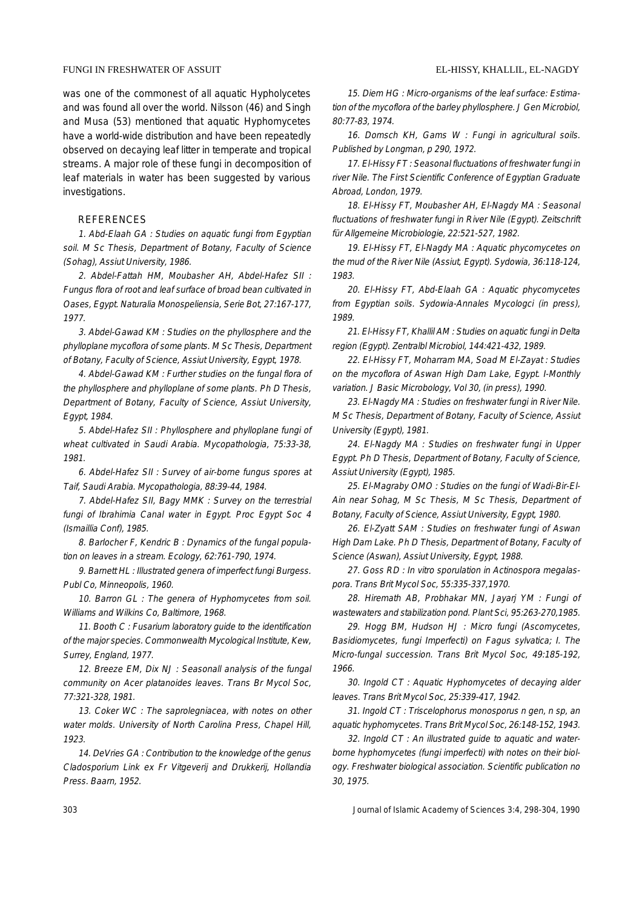was one of the commonest of all aquatic Hypholycetes and was found all over the world. Nilsson (46) and Singh and Musa (53) mentioned that aquatic Hyphomycetes have a world-wide distribution and have been repeatedly observed on decaying leaf litter in temperate and tropical streams. A major role of these fungi in decomposition of leaf materials in water has been suggested by various investigations.

## REFERENCES

1. Abd-Elaah GA : Studies on aquatic fungi from Egyptian soil. M Sc Thesis, Department of Botany, Faculty of Science (Sohag), Assiut University, 1986.

2. Abdel-Fattah HM, Moubasher AH, Abdel-Hafez SII : Fungus flora of root and leaf surface of broad bean cultivated in Oases, Egypt. Naturalia Monospeliensia, Serie Bot, 27:167-177, 1977.

3. Abdel-Gawad KM : Studies on the phyllosphere and the phylloplane mycoflora of some plants. M Sc Thesis, Department of Botany, Faculty of Science, Assiut University, Egypt, 1978.

4. Abdel-Gawad KM : Further studies on the fungal flora of the phyllosphere and phylloplane of some plants. Ph D Thesis, Department of Botany, Faculty of Science, Assiut University, Egypt, 1984.

5. Abdel-Hafez SII : Phyllosphere and phylloplane fungi of wheat cultivated in Saudi Arabia. Mycopathologia, 75:33-38, 1981.

6. Abdel-Hafez SII : Survey of air-borne fungus spores at Taif, Saudi Arabia. Mycopathologia, 88:39-44, 1984.

7. Abdel-Hafez SII, Bagy MMK : Survey on the terrestrial fungi of Ibrahimia Canal water in Egypt. Proc Egypt Soc 4 (Ismaillia Conf), 1985.

8. Barlocher F, Kendric B : Dynamics of the fungal population on leaves in a stream. Ecology, 62:761-790, 1974.

9. Barnett HL : Illustrated genera of imperfect fungi Burgess. Publ Co, Minneopolis, 1960.

10. Barron GL : The genera of Hyphomycetes from soil. Williams and Wilkins Co, Baltimore, 1968.

11. Booth C : Fusarium laboratory guide to the identification of the major species. Commonwealth Mycological Institute, Kew, Surrey, England, 1977.

12. Breeze EM, Dix NJ : Seasonall analysis of the fungal community on Acer platanoides leaves. Trans Br Mycol Soc, 77:321-328, 1981.

13. Coker WC : The saprolegniacea, with notes on other water molds. University of North Carolina Press, Chapel Hill, 1923.

14. DeVries GA : Contribution to the knowledge of the genus Cladosporium Link ex Fr Vitgeverij and Drukkerij, Hollandia Press. Baarn, 1952.

15. Diem HG : Micro-organisms of the leaf surface: Estimation of the mycoflora of the barley phyllosphere. J Gen Microbiol, 80:77-83, 1974.

16. Domsch KH, Gams W : Fungi in agricultural soils. Published by Longman, p 290, 1972.

17. El-Hissy FT : Seasonal fluctuations of freshwater fungi in river Nile. The First Scientific Conference of Egyptian Graduate Abroad, London, 1979.

18. El-Hissy FT, Moubasher AH, El-Nagdy MA : Seasonal fluctuations of freshwater fungi in River Nile (Egypt). Zeitschrift für Allgemeine Microbiologie, 22:521-527, 1982.

19. El-Hissy FT, El-Nagdy MA : Aquatic phycomycetes on the mud of the River Nile (Assiut, Egypt). Sydowia, 36:118-124, 1983.

20. El-Hissy FT, Abd-Elaah GA : Aquatic phycomycetes from Egyptian soils. Sydowia-Annales Mycologci (in press), 1989.

21. El-Hissy FT, Khallil AM : Studies on aquatic fungi in Delta region (Egypt). Zentralbl Microbiol, 144:421-432, 1989.

22. El-Hissy FT, Moharram MA, Soad M El-Zayat : Studies on the mycoflora of Aswan High Dam Lake, Egypt. I-Monthly variation. J Basic Microbology, Vol 30, (in press), 1990.

23. El-Nagdy MA : Studies on freshwater fungi in River Nile. M Sc Thesis, Department of Botany, Faculty of Science, Assiut University (Egypt), 1981.

24. El-Nagdy MA : Studies on freshwater fungi in Upper Egypt. Ph D Thesis, Department of Botany, Faculty of Science, Assiut University (Egypt), 1985.

25. El-Magraby OMO : Studies on the fungi of Wadi-Bir-El-Ain near Sohag, M Sc Thesis, M Sc Thesis, Department of Botany, Faculty of Science, Assiut University, Egypt, 1980.

26. El-Zyatt SAM : Studies on freshwater fungi of Aswan High Dam Lake. Ph D Thesis, Department of Botany, Faculty of Science (Aswan), Assiut University, Egypt, 1988.

27. Goss RD : In vitro sporulation in Actinospora megalaspora. Trans Brit Mycol Soc, 55:335-337,1970.

28. Hiremath AB, Probhakar MN, Jayarj YM : Fungi of wastewaters and stabilization pond. Plant Sci, 95:263-270,1985.

29. Hogg BM, Hudson HJ : Micro fungi (Ascomycetes, Basidiomycetes, fungi Imperfecti) on Fagus sylvatica; I. The Micro-fungal succession. Trans Brit Mycol Soc, 49:185-192, 1966.

30. Ingold CT : Aquatic Hyphomycetes of decaying alder leaves. Trans Brit Mycol Soc, 25:339-417, 1942.

31. Ingold CT : Triscelophorus monosporus n gen, n sp, an aquatic hyphomycetes. Trans Brit Mycol Soc, 26:148-152, 1943.

32. Ingold CT : An illustrated guide to aquatic and waterborne hyphomycetes (fungi imperfecti) with notes on their biology. Freshwater biological association. Scientific publication no 30, 1975.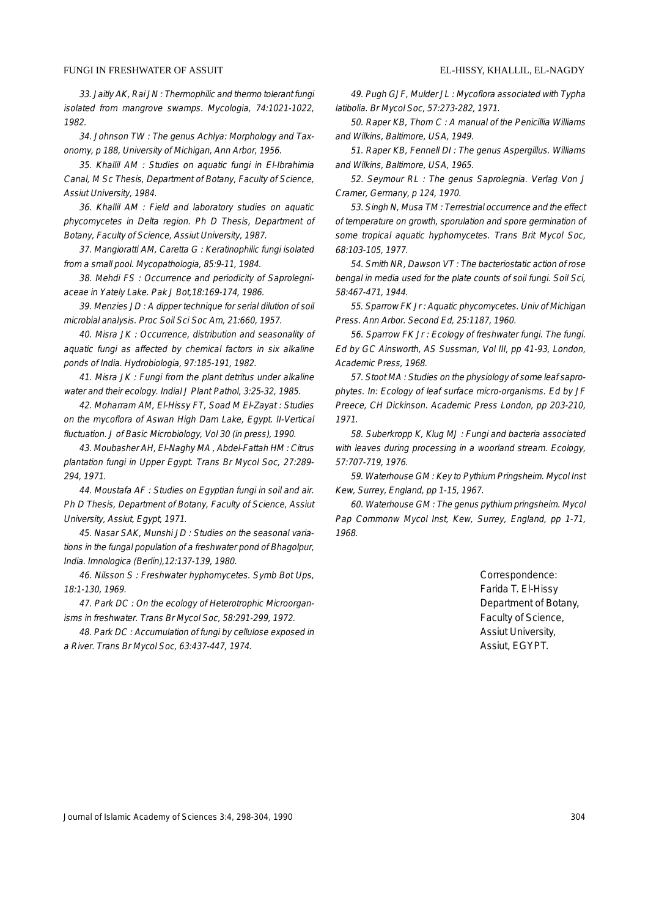33. Jaitly AK, Rai JN : Thermophilic and thermo tolerant fungi isolated from mangrove swamps. Mycologia, 74:1021-1022, 1982.

34. Johnson TW : The genus Achlya: Morphology and Taxonomy, p 188, University of Michigan, Ann Arbor, 1956.

35. Khallil AM : Studies on aquatic fungi in El-Ibrahimia Canal, M Sc Thesis, Department of Botany, Faculty of Science, Assiut University, 1984.

36. Khallil AM : Field and laboratory studies on aquatic phycomycetes in Delta region. Ph D Thesis, Department of Botany, Faculty of Science, Assiut University, 1987.

37. Mangioratti AM, Caretta G : Keratinophilic fungi isolated from a small pool. Mycopathologia, 85:9-11, 1984.

38. Mehdi FS : Occurrence and periodicity of Saprolegniaceae in Yately Lake. Pak J Bot,18:169-174, 1986.

39. Menzies JD : A dipper technique for serial dilution of soil microbial analysis. Proc Soil Sci Soc Am, 21:660, 1957.

40. Misra JK : Occurrence, distribution and seasonality of aquatic fungi as affected by chemical factors in six alkaline ponds of India. Hydrobiologia, 97:185-191, 1982.

41. Misra JK : Fungi from the plant detritus under alkaline water and their ecology. Indial J Plant Pathol, 3:25-32, 1985.

42. Moharram AM, El-Hissy FT, Soad M El-Zayat : Studies on the mycoflora of Aswan High Dam Lake, Egypt. II-Vertical fluctuation. J of Basic Microbiology, Vol 30 (in press), 1990.

43. Moubasher AH, El-Naghy MA , Abdel-Fattah HM : Citrus plantation fungi in Upper Egypt. Trans Br Mycol Soc, 27:289-294, 1971.

44. Moustafa AF : Studies on Egyptian fungi in soil and air. Ph D Thesis, Department of Botany, Faculty of Science, Assiut University, Assiut, Egypt, 1971.

45. Nasar SAK, Munshi JD : Studies on the seasonal variations in the fungal population of a freshwater pond of Bhagolpur, India. Imnologica (Berlin),12:137-139, 1980.

46. Nilsson S : Freshwater hyphomycetes. Symb Bot Ups, 18:1-130, 1969.

47. Park DC : On the ecology of Heterotrophic Microorganisms in freshwater. Trans Br Mycol Soc, 58:291-299, 1972.

48. Park DC : Accumulation of fungi by cellulose exposed in a River. Trans Br Mycol Soc, 63:437-447, 1974.

49. Pugh GJF, Mulder JL : Mycoflora associated with Typha latibolia. Br Mycol Soc, 57:273-282, 1971.

50. Raper KB, Thom C : A manual of the Penicillia Williams and Wilkins, Baltimore, USA, 1949.

51. Raper KB, Fennell DI : The genus Aspergillus. Williams and Wilkins, Baltimore, USA, 1965.

52. Seymour RL : The genus Saprolegnia. Verlag Von J Cramer, Germany, p 124, 1970.

53. Singh N, Musa TM : Terrestrial occurrence and the effect of temperature on growth, sporulation and spore germination of some tropical aquatic hyphomycetes. Trans Brit Mycol Soc, 68:103-105, 1977.

54. Smith NR, Dawson VT : The bacteriostatic action of rose bengal in media used for the plate counts of soil fungi. Soil Sci, 58:467-471, 1944.

55. Sparrow FK Jr : Aquatic phycomycetes. Univ of Michigan Press. Ann Arbor. Second Ed, 25:1187, 1960.

56. Sparrow FK Jr : Ecology of freshwater fungi. The fungi. Ed by GC Ainsworth, AS Sussman, Vol III, pp 41-93, London, Academic Press, 1968.

57. Stoot MA : Studies on the physiology of some leaf saprophytes. In: Ecology of leaf surface micro-organisms. Ed by JF Preece, CH Dickinson. Academic Press London, pp 203-210, 1971.

58. Suberkropp K, Klug MJ : Fungi and bacteria associated with leaves during processing in a woorland stream. Ecology, 57:707-719, 1976.

59. Waterhouse GM : Key to Pythium Pringsheim. Mycol Inst Kew, Surrey, England, pp 1-15, 1967.

60. Waterhouse GM : The genus pythium pringsheim. Mycol Pap Commonw Mycol Inst, Kew, Surrey, England, pp 1-71, 1968.

Correspondence:
Farida T. El-Hissy
Department of Botany,
Faculty of Science,
Assiut University,
Assiut, EGYPT.